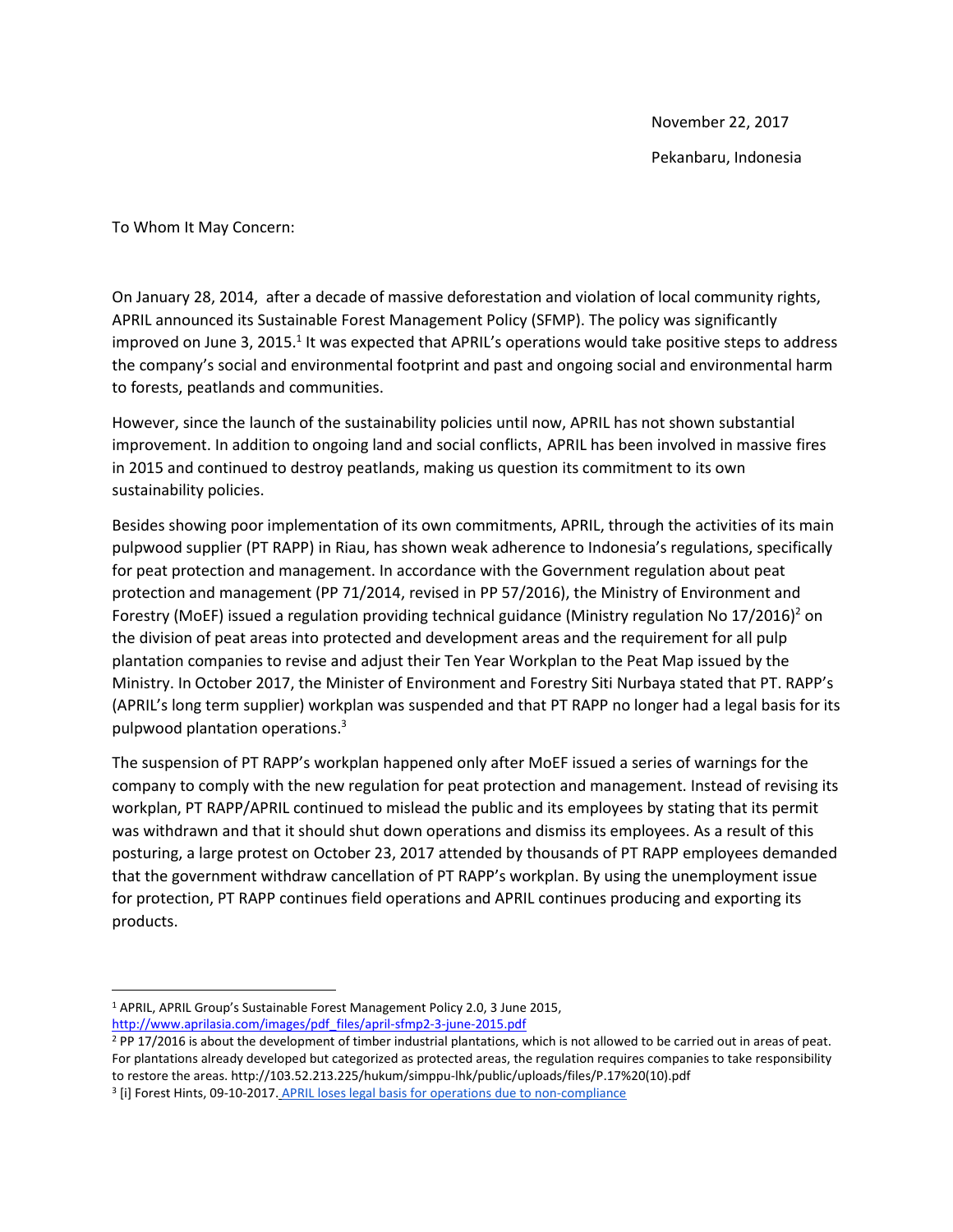November 22, 2017

Pekanbaru, Indonesia

To Whom It May Concern:

On January 28, 2014, after a decade of massive deforestation and violation of local community rights, APRIL announced its Sustainable Forest Management Policy (SFMP). The policy was significantly improved on June 3, 2015.[1] It was expected that APRIL's operations would take positive steps to address the company's social and environmental footprint and past and ongoing social and environmental harm to forests, peatlands and communities.

However, since the launch of the sustainability policies until now, APRIL has not shown substantial improvement. In addition to ongoing land and social conflicts, APRIL has been involved in massive fires in 2015 and continued to destroy peatlands, making us question its commitment to its own sustainability policies.

Besides showing poor implementation of its own commitments, APRIL, through the activities of its main pulpwood supplier (PT RAPP) in Riau, has shown weak adherence to Indonesia's regulations, specifically for peat protection and management. In accordance with the Government regulation about peat protection and management (PP 71/2014, revised in PP 57/2016), the Ministry of Environment and Forestry (MoEF) issued a regulation providing technical guidance (Ministry regulation No 17/2016)[2] on the division of peat areas into protected and development areas and the requirement for all pulp plantation companies to revise and adjust their Ten Year Workplan to the Peat Map issued by the Ministry. In October 2017, the Minister of Environment and Forestry Siti Nurbaya stated that PT. RAPP's (APRIL's long term supplier) workplan was suspended and that PT RAPP no longer had a legal basis for its pulpwood plantation operations.[3]

The suspension of PT RAPP's workplan happened only after MoEF issued a series of warnings for the company to comply with the new regulation for peat protection and management. Instead of revising its workplan, PT RAPP/APRIL continued to mislead the public and its employees by stating that its permit was withdrawn and that it should shut down operations and dismiss its employees. As a result of this posturing, a large protest on October 23, 2017 attended by thousands of PT RAPP employees demanded that the government withdraw cancellation of PT RAPP's workplan. By using the unemployment issue for protection, PT RAPP continues field operations and APRIL continues producing and exporting its products.

---

[1] APRIL, APRIL Group's Sustainable Forest Management Policy 2.0, 3 June 2015, http://www.aprilasia.com/images/pdf_files/april-sfmp2-3-june-2015.pdf

[2] PP 17/2016 is about the development of timber industrial plantations, which is not allowed to be carried out in areas of peat. For plantations already developed but categorized as protected areas, the regulation requires companies to take responsibility to restore the areas. http://103.52.213.225/hukum/simppu-lhk/public/uploads/files/P.17%20(10).pdf

[3] [i] Forest Hints, 09-10-2017. APRIL loses legal basis for operations due to non-compliance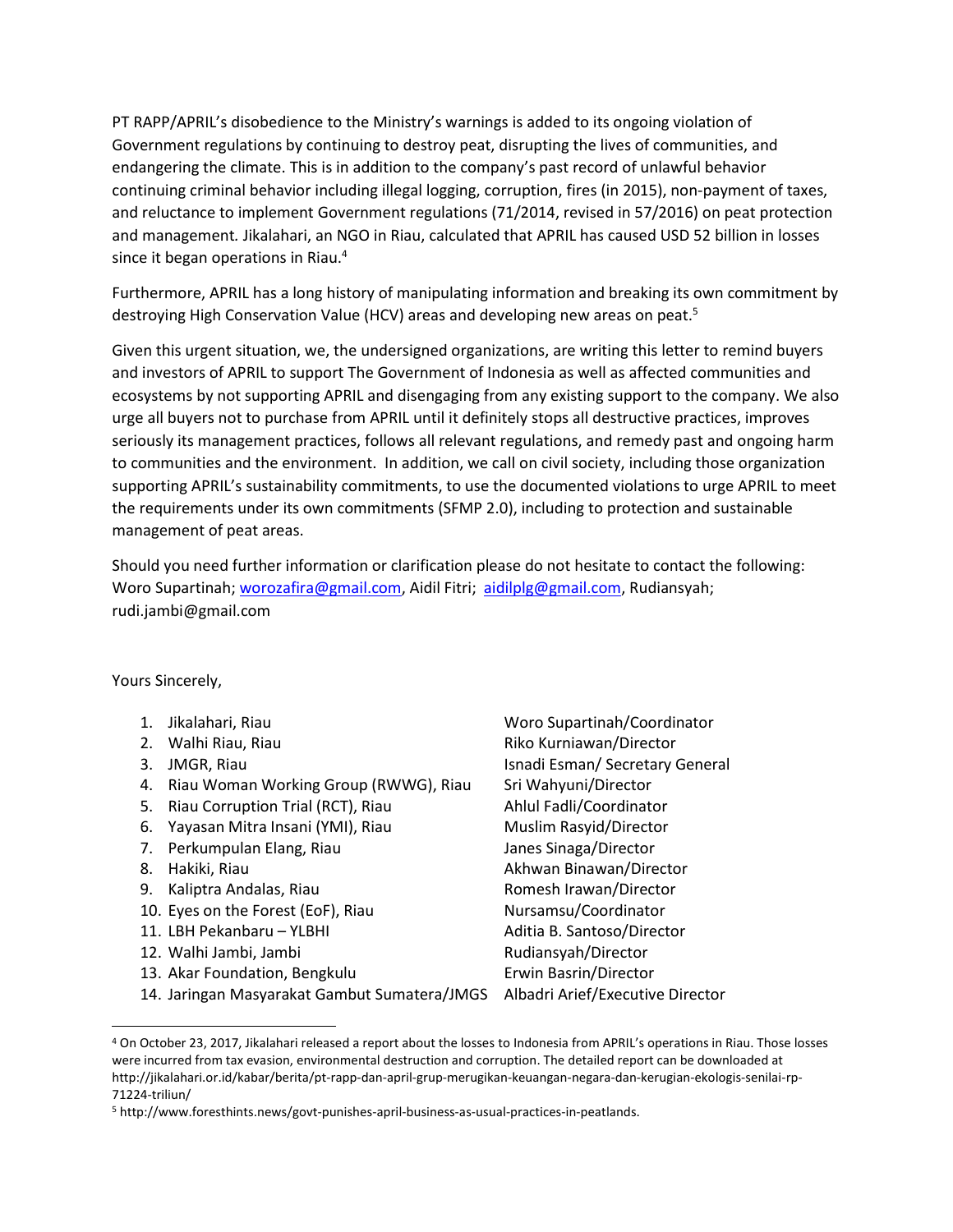PT RAPP/APRIL's disobedience to the Ministry's warnings is added to its ongoing violation of Government regulations by continuing to destroy peat, disrupting the lives of communities, and endangering the climate. This is in addition to the company's past record of unlawful behavior continuing criminal behavior including illegal logging, corruption, fires (in 2015), non-payment of taxes, and reluctance to implement Government regulations (71/2014, revised in 57/2016) on peat protection and management. Jikalahari, an NGO in Riau, calculated that APRIL has caused USD 52 billion in losses since it began operations in Riau.[4]

Furthermore, APRIL has a long history of manipulating information and breaking its own commitment by destroying High Conservation Value (HCV) areas and developing new areas on peat.[5]

Given this urgent situation, we, the undersigned organizations, are writing this letter to remind buyers and investors of APRIL to support The Government of Indonesia as well as affected communities and ecosystems by not supporting APRIL and disengaging from any existing support to the company. We also urge all buyers not to purchase from APRIL until it definitely stops all destructive practices, improves seriously its management practices, follows all relevant regulations, and remedy past and ongoing harm to communities and the environment. In addition, we call on civil society, including those organization supporting APRIL's sustainability commitments, to use the documented violations to urge APRIL to meet the requirements under its own commitments (SFMP 2.0), including to protection and sustainable management of peat areas.

Should you need further information or clarification please do not hesitate to contact the following: Woro Supartinah; worozafira@gmail.com, Aidil Fitri; aidilplg@gmail.com, Rudiansyah; rudi.jambi@gmail.com

Yours Sincerely,

1. Jikalahari, Riau — Woro Supartinah/Coordinator
2. Walhi Riau, Riau — Riko Kurniawan/Director
3. JMGR, Riau — Isnadi Esman/ Secretary General
4. Riau Woman Working Group (RWWG), Riau — Sri Wahyuni/Director
5. Riau Corruption Trial (RCT), Riau — Ahlul Fadli/Coordinator
6. Yayasan Mitra Insani (YMI), Riau — Muslim Rasyid/Director
7. Perkumpulan Elang, Riau — Janes Sinaga/Director
8. Hakiki, Riau — Akhwan Binawan/Director
9. Kaliptra Andalas, Riau — Romesh Irawan/Director
10. Eyes on the Forest (EoF), Riau — Nursamsu/Coordinator
11. LBH Pekanbaru – YLBHI — Aditia B. Santoso/Director
12. Walhi Jambi, Jambi — Rudiansyah/Director
13. Akar Foundation, Bengkulu — Erwin Basrin/Director
14. Jaringan Masyarakat Gambut Sumatera/JMGS — Albadri Arief/Executive Director

---

[4] On October 23, 2017, Jikalahari released a report about the losses to Indonesia from APRIL's operations in Riau. Those losses were incurred from tax evasion, environmental destruction and corruption. The detailed report can be downloaded at http://jikalahari.or.id/kabar/berita/pt-rapp-dan-april-grup-merugikan-keuangan-negara-dan-kerugian-ekologis-senilai-rp-71224-triliun/

[5] http://www.foresthints.news/govt-punishes-april-business-as-usual-practices-in-peatlands.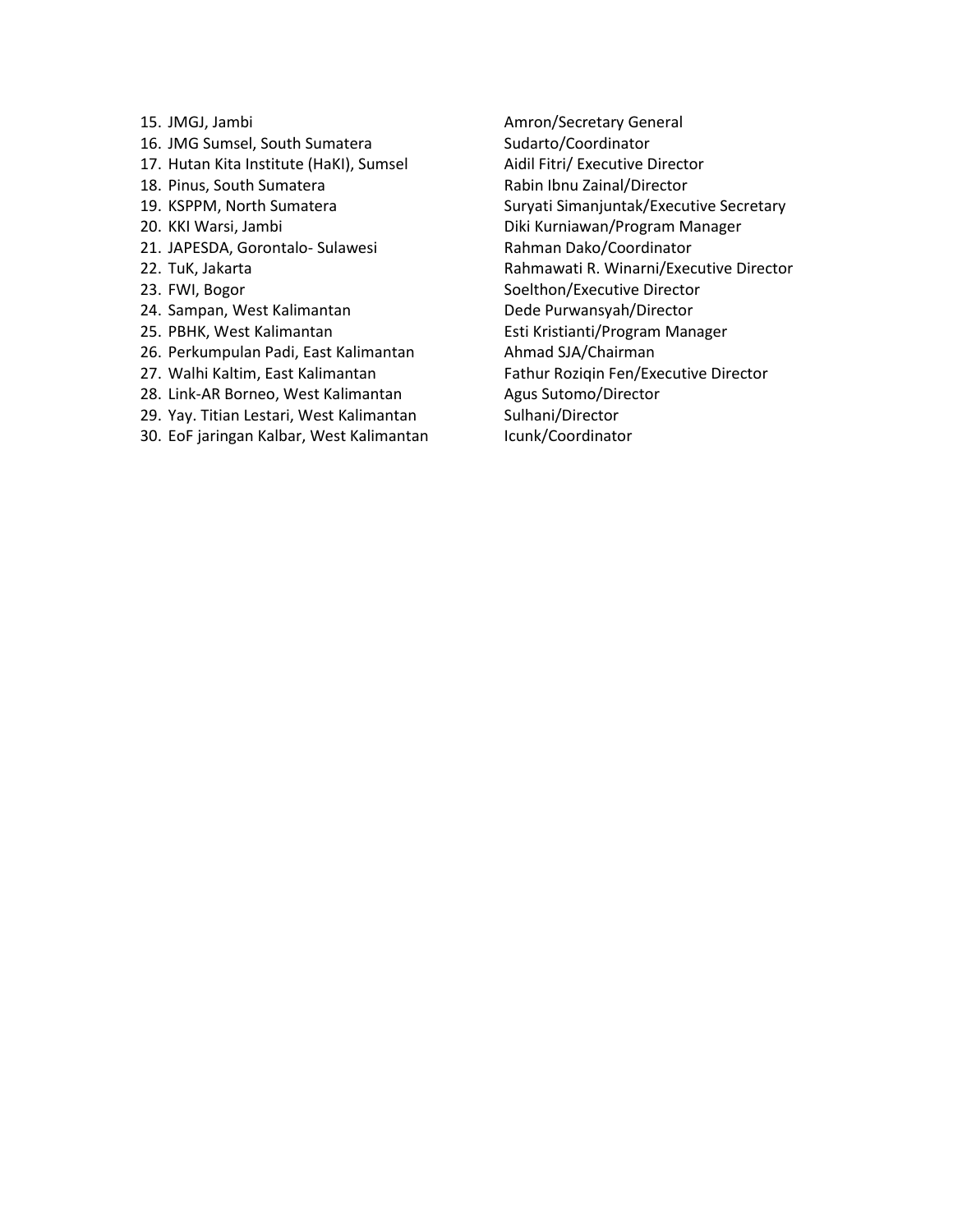15. JMGJ, Jambi — Amron/Secretary General
16. JMG Sumsel, South Sumatera — Sudarto/Coordinator
17. Hutan Kita Institute (HaKI), Sumsel — Aidil Fitri/ Executive Director
18. Pinus, South Sumatera — Rabin Ibnu Zainal/Director
19. KSPPM, North Sumatera — Suryati Simanjuntak/Executive Secretary
20. KKI Warsi, Jambi — Diki Kurniawan/Program Manager
21. JAPESDA, Gorontalo- Sulawesi — Rahman Dako/Coordinator
22. TuK, Jakarta — Rahmawati R. Winarni/Executive Director
23. FWI, Bogor — Soelthon/Executive Director
24. Sampan, West Kalimantan — Dede Purwansyah/Director
25. PBHK, West Kalimantan — Esti Kristianti/Program Manager
26. Perkumpulan Padi, East Kalimantan — Ahmad SJA/Chairman
27. Walhi Kaltim, East Kalimantan — Fathur Roziqin Fen/Executive Director
28. Link-AR Borneo, West Kalimantan — Agus Sutomo/Director
29. Yay. Titian Lestari, West Kalimantan — Sulhani/Director
30. EoF jaringan Kalbar, West Kalimantan — Icunk/Coordinator